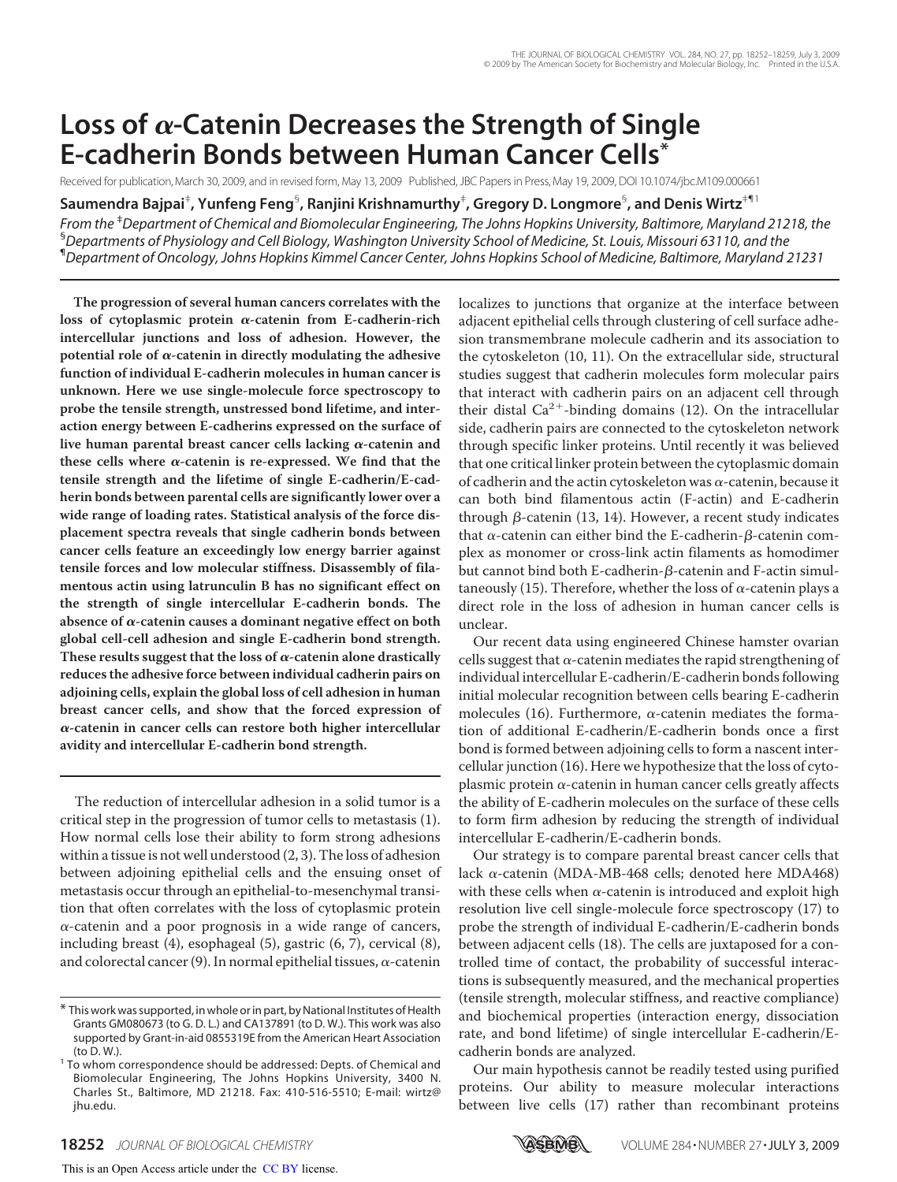# Loss of α-Catenin Decreases the Strength of Single E-cadherin Bonds between Human Cancer Cells*

Received for publication, March 30, 2009, and in revised form, May 13, 2009 Published, JBC Papers in Press, May 19, 2009, DOI 10.1074/jbc.M109.000661

**Saumendra Bajpai[‡], Yunfeng Feng[§], Ranjini Krishnamurthy[‡], Gregory D. Longmore[§], and Denis Wirtz[‡¶1]**

*From the [‡]Department of Chemical and Biomolecular Engineering, The Johns Hopkins University, Baltimore, Maryland 21218, the [§]Departments of Physiology and Cell Biology, Washington University School of Medicine, St. Louis, Missouri 63110, and the [¶]Department of Oncology, Johns Hopkins Kimmel Cancer Center, Johns Hopkins School of Medicine, Baltimore, Maryland 21231*

**The progression of several human cancers correlates with the loss of cytoplasmic protein α-catenin from E-cadherin-rich intercellular junctions and loss of adhesion. However, the potential role of α-catenin in directly modulating the adhesive function of individual E-cadherin molecules in human cancer is unknown. Here we use single-molecule force spectroscopy to probe the tensile strength, unstressed bond lifetime, and interaction energy between E-cadherins expressed on the surface of live human parental breast cancer cells lacking α-catenin and these cells where α-catenin is re-expressed. We find that the tensile strength and the lifetime of single E-cadherin/E-cadherin bonds between parental cells are significantly lower over a wide range of loading rates. Statistical analysis of the force displacement spectra reveals that single cadherin bonds between cancer cells feature an exceedingly low energy barrier against tensile forces and low molecular stiffness. Disassembly of filamentous actin using latrunculin B has no significant effect on the strength of single intercellular E-cadherin bonds. The absence of α-catenin causes a dominant negative effect on both global cell-cell adhesion and single E-cadherin bond strength. These results suggest that the loss of α-catenin alone drastically reduces the adhesive force between individual cadherin pairs on adjoining cells, explain the global loss of cell adhesion in human breast cancer cells, and show that the forced expression of α-catenin in cancer cells can restore both higher intercellular avidity and intercellular E-cadherin bond strength.**

The reduction of intercellular adhesion in a solid tumor is a critical step in the progression of tumor cells to metastasis (1). How normal cells lose their ability to form strong adhesions within a tissue is not well understood (2, 3). The loss of adhesion between adjoining epithelial cells and the ensuing onset of metastasis occur through an epithelial-to-mesenchymal transition that often correlates with the loss of cytoplasmic protein α-catenin and a poor prognosis in a wide range of cancers, including breast (4), esophageal (5), gastric (6, 7), cervical (8), and colorectal cancer (9). In normal epithelial tissues, α-catenin localizes to junctions that organize at the interface between adjacent epithelial cells through clustering of cell surface adhesion transmembrane molecule cadherin and its association to the cytoskeleton (10, 11). On the extracellular side, structural studies suggest that cadherin molecules form molecular pairs that interact with cadherin pairs on an adjacent cell through their distal $Ca^{2+}$-binding domains (12). On the intracellular side, cadherin pairs are connected to the cytoskeleton network through specific linker proteins. Until recently it was believed that one critical linker protein between the cytoplasmic domain of cadherin and the actin cytoskeleton was α-catenin, because it can both bind filamentous actin (F-actin) and E-cadherin through β-catenin (13, 14). However, a recent study indicates that α-catenin can either bind the E-cadherin-β-catenin complex as monomer or cross-link actin filaments as homodimer but cannot bind both E-cadherin-β-catenin and F-actin simultaneously (15). Therefore, whether the loss of α-catenin plays a direct role in the loss of adhesion in human cancer cells is unclear.

Our recent data using engineered Chinese hamster ovarian cells suggest that α-catenin mediates the rapid strengthening of individual intercellular E-cadherin/E-cadherin bonds following initial molecular recognition between cells bearing E-cadherin molecules (16). Furthermore, α-catenin mediates the formation of additional E-cadherin/E-cadherin bonds once a first bond is formed between adjoining cells to form a nascent intercellular junction (16). Here we hypothesize that the loss of cytoplasmic protein α-catenin in human cancer cells greatly affects the ability of E-cadherin molecules on the surface of these cells to form firm adhesion by reducing the strength of individual intercellular E-cadherin/E-cadherin bonds.

Our strategy is to compare parental breast cancer cells that lack α-catenin (MDA-MB-468 cells; denoted here MDA468) with these cells when α-catenin is introduced and exploit high resolution live cell single-molecule force spectroscopy (17) to probe the strength of individual E-cadherin/E-cadherin bonds between adjacent cells (18). The cells are juxtaposed for a controlled time of contact, the probability of successful interactions is subsequently measured, and the mechanical properties (tensile strength, molecular stiffness, and reactive compliance) and biochemical properties (interaction energy, dissociation rate, and bond lifetime) of single intercellular E-cadherin/E-cadherin bonds are analyzed.

Our main hypothesis cannot be readily tested using purified proteins. Our ability to measure molecular interactions between live cells (17) rather than recombinant proteins

---

* This work was supported, in whole or in part, by National Institutes of Health Grants GM080673 (to G. D. L.) and CA137891 (to D. W.). This work was also supported by Grant-in-aid 0855319E from the American Heart Association (to D. W.).

[1] To whom correspondence should be addressed: Depts. of Chemical and Biomolecular Engineering, The Johns Hopkins University, 3400 N. Charles St., Baltimore, MD 21218. Fax: 410-516-5510; E-mail: wirtz@jhu.edu.

This is an Open Access article under the CC BY license.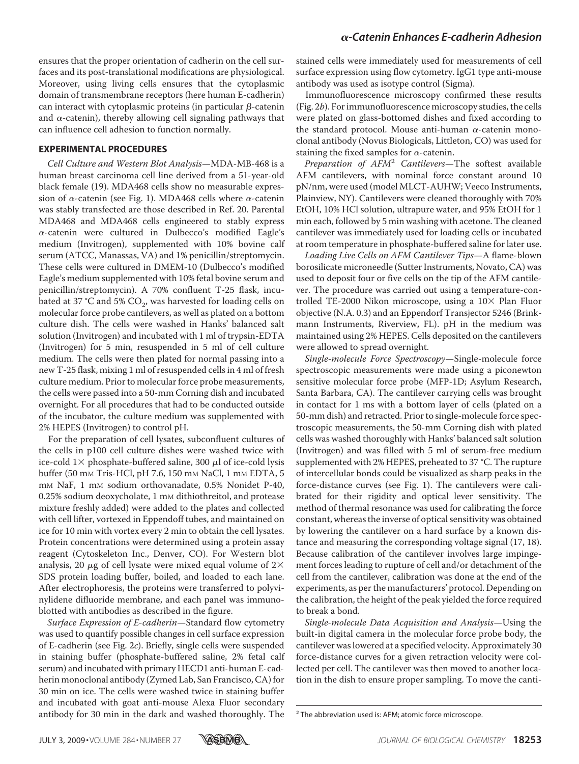ensures that the proper orientation of cadherin on the cell surfaces and its post-translational modifications are physiological. Moreover, using living cells ensures that the cytoplasmic domain of transmembrane receptors (here human E-cadherin) can interact with cytoplasmic proteins (in particular β-catenin and α-catenin), thereby allowing cell signaling pathways that can influence cell adhesion to function normally.

## EXPERIMENTAL PROCEDURES

*Cell Culture and Western Blot Analysis*—MDA-MB-468 is a human breast carcinoma cell line derived from a 51-year-old black female (19). MDA468 cells show no measurable expression of α-catenin (see Fig. 1). MDA468 cells where α-catenin was stably transfected are those described in Ref. 20. Parental MDA468 and MDA468 cells engineered to stably express α-catenin were cultured in Dulbecco's modified Eagle's medium (Invitrogen), supplemented with 10% bovine calf serum (ATCC, Manassas, VA) and 1% penicillin/streptomycin. These cells were cultured in DMEM-10 (Dulbecco's modified Eagle's medium supplemented with 10% fetal bovine serum and penicillin/streptomycin). A 70% confluent T-25 flask, incubated at 37 °C and 5% $CO_2$, was harvested for loading cells on molecular force probe cantilevers, as well as plated on a bottom culture dish. The cells were washed in Hanks' balanced salt solution (Invitrogen) and incubated with 1 ml of trypsin-EDTA (Invitrogen) for 5 min, resuspended in 5 ml of cell culture medium. The cells were then plated for normal passing into a new T-25 flask, mixing 1 ml of resuspended cells in 4 ml of fresh culture medium. Prior to molecular force probe measurements, the cells were passed into a 50-mm Corning dish and incubated overnight. For all procedures that had to be conducted outside of the incubator, the culture medium was supplemented with 2% HEPES (Invitrogen) to control pH.

For the preparation of cell lysates, subconfluent cultures of the cells in p100 cell culture dishes were washed twice with ice-cold 1× phosphate-buffered saline, 300 μl of ice-cold lysis buffer (50 mM Tris-HCl, pH 7.6, 150 mM NaCl, 1 mM EDTA, 5 mM NaF, 1 mM sodium orthovanadate, 0.5% Nonidet P-40, 0.25% sodium deoxycholate, 1 mM dithiothreitol, and protease mixture freshly added) were added to the plates and collected with cell lifter, vortexed in Eppendoff tubes, and maintained on ice for 10 min with vortex every 2 min to obtain the cell lysates. Protein concentrations were determined using a protein assay reagent (Cytoskeleton Inc., Denver, CO). For Western blot analysis, 20 μg of cell lysate were mixed equal volume of 2× SDS protein loading buffer, boiled, and loaded to each lane. After electrophoresis, the proteins were transferred to polyvinylidene difluoride membrane, and each panel was immunoblotted with antibodies as described in the figure.

*Surface Expression of E-cadherin*—Standard flow cytometry was used to quantify possible changes in cell surface expression of E-cadherin (see Fig. 2*c*). Briefly, single cells were suspended in staining buffer (phosphate-buffered saline, 2% fetal calf serum) and incubated with primary HECD1 anti-human E-cadherin monoclonal antibody (Zymed Lab, San Francisco, CA) for 30 min on ice. The cells were washed twice in staining buffer and incubated with goat anti-mouse Alexa Fluor secondary antibody for 30 min in the dark and washed thoroughly. The stained cells were immediately used for measurements of cell surface expression using flow cytometry. IgG1 type anti-mouse antibody was used as isotype control (Sigma).

Immunofluorescence microscopy confirmed these results (Fig. 2*b*). For immunofluorescence microscopy studies, the cells were plated on glass-bottomed dishes and fixed according to the standard protocol. Mouse anti-human α-catenin monoclonal antibody (Novus Biologicals, Littleton, CO) was used for staining the fixed samples for α-catenin.

*Preparation of AFM[2] Cantilevers*—The softest available AFM cantilevers, with nominal force constant around 10 pN/nm, were used (model MLCT-AUHW; Veeco Instruments, Plainview, NY). Cantilevers were cleaned thoroughly with 70% EtOH, 10% HCl solution, ultrapure water, and 95% EtOH for 1 min each, followed by 5 min washing with acetone. The cleaned cantilever was immediately used for loading cells or incubated at room temperature in phosphate-buffered saline for later use.

*Loading Live Cells on AFM Cantilever Tips*—A flame-blown borosilicate microneedle (Sutter Instruments, Novato, CA) was used to deposit four or five cells on the tip of the AFM cantilever. The procedure was carried out using a temperature-controlled TE-2000 Nikon microscope, using a 10× Plan Fluor objective (N.A. 0.3) and an Eppendorf Transjector 5246 (Brinkmann Instruments, Riverview, FL). pH in the medium was maintained using 2% HEPES. Cells deposited on the cantilevers were allowed to spread overnight.

*Single-molecule Force Spectroscopy*—Single-molecule force spectroscopic measurements were made using a piconewton sensitive molecular force probe (MFP-1D; Asylum Research, Santa Barbara, CA). The cantilever carrying cells was brought in contact for 1 ms with a bottom layer of cells (plated on a 50-mm dish) and retracted. Prior to single-molecule force spectroscopic measurements, the 50-mm Corning dish with plated cells was washed thoroughly with Hanks' balanced salt solution (Invitrogen) and was filled with 5 ml of serum-free medium supplemented with 2% HEPES, preheated to 37 °C. The rupture of intercellular bonds could be visualized as sharp peaks in the force-distance curves (see Fig. 1). The cantilevers were calibrated for their rigidity and optical lever sensitivity. The method of thermal resonance was used for calibrating the force constant, whereas the inverse of optical sensitivity was obtained by lowering the cantilever on a hard surface by a known distance and measuring the corresponding voltage signal (17, 18). Because calibration of the cantilever involves large impingement forces leading to rupture of cell and/or detachment of the cell from the cantilever, calibration was done at the end of the experiments, as per the manufacturers' protocol. Depending on the calibration, the height of the peak yielded the force required to break a bond.

*Single-molecule Data Acquisition and Analysis*—Using the built-in digital camera in the molecular force probe body, the cantilever was lowered at a specified velocity. Approximately 30 force-distance curves for a given retraction velocity were collected per cell. The cantilever was then moved to another location in the dish to ensure proper sampling. To move the canti-

[2] The abbreviation used is: AFM; atomic force microscope.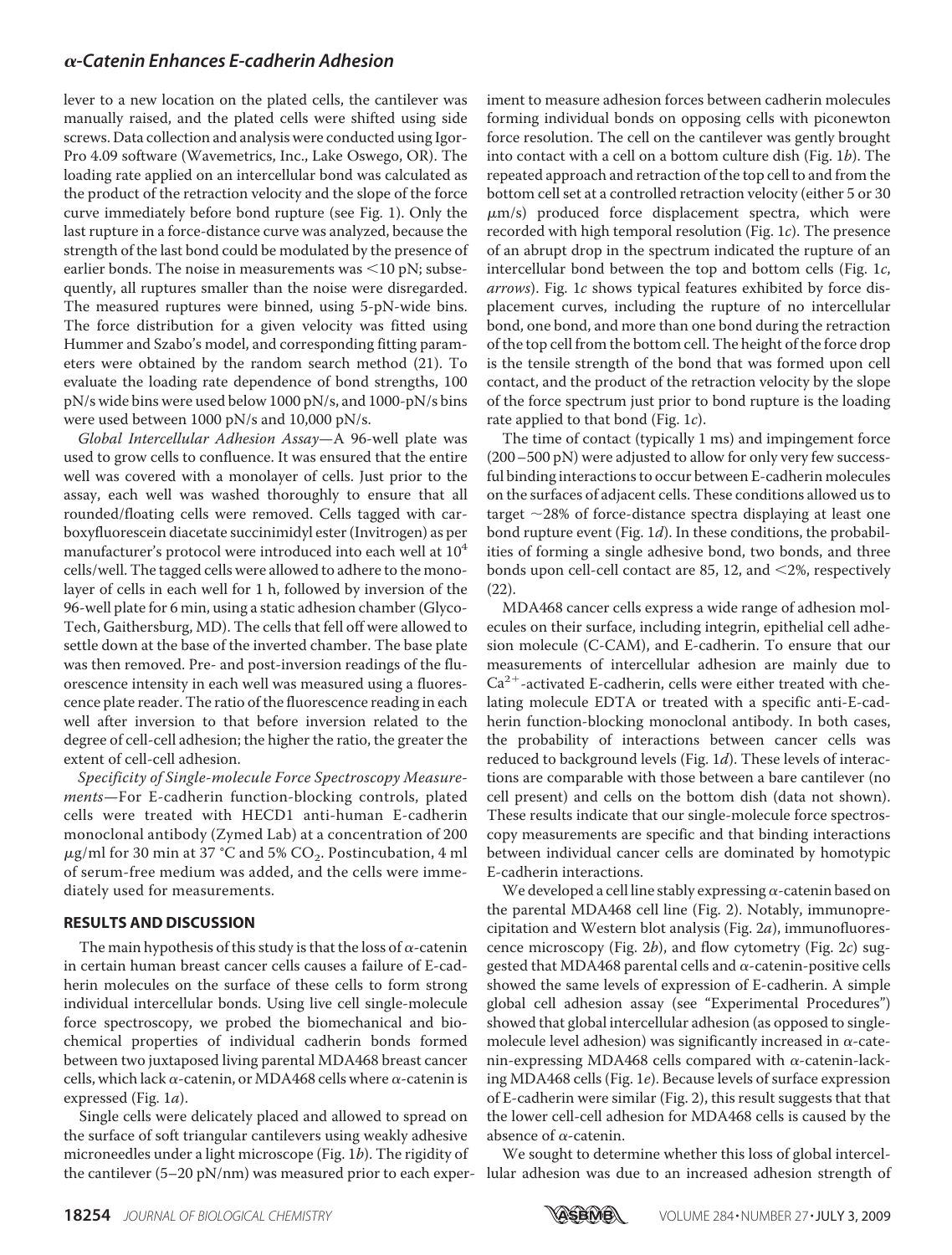lever to a new location on the plated cells, the cantilever was manually raised, and the plated cells were shifted using side screws. Data collection and analysis were conducted using Igor-Pro 4.09 software (Wavemetrics, Inc., Lake Oswego, OR). The loading rate applied on an intercellular bond was calculated as the product of the retraction velocity and the slope of the force curve immediately before bond rupture (see Fig. 1). Only the last rupture in a force-distance curve was analyzed, because the strength of the last bond could be modulated by the presence of earlier bonds. The noise in measurements was <10 pN; subsequently, all ruptures smaller than the noise were disregarded. The measured ruptures were binned, using 5-pN-wide bins. The force distribution for a given velocity was fitted using Hummer and Szabo's model, and corresponding fitting parameters were obtained by the random search method (21). To evaluate the loading rate dependence of bond strengths, 100 pN/s wide bins were used below 1000 pN/s, and 1000-pN/s bins were used between 1000 pN/s and 10,000 pN/s.

*Global Intercellular Adhesion Assay*—A 96-well plate was used to grow cells to confluence. It was ensured that the entire well was covered with a monolayer of cells. Just prior to the assay, each well was washed thoroughly to ensure that all rounded/floating cells were removed. Cells tagged with carboxyfluorescein diacetate succinimidyl ester (Invitrogen) as per manufacturer's protocol were introduced into each well at $10^4$ cells/well. The tagged cells were allowed to adhere to the monolayer of cells in each well for 1 h, followed by inversion of the 96-well plate for 6 min, using a static adhesion chamber (GlycoTech, Gaithersburg, MD). The cells that fell off were allowed to settle down at the base of the inverted chamber. The base plate was then removed. Pre- and post-inversion readings of the fluorescence intensity in each well was measured using a fluorescence plate reader. The ratio of the fluorescence reading in each well after inversion to that before inversion related to the degree of cell-cell adhesion; the higher the ratio, the greater the extent of cell-cell adhesion.

*Specificity of Single-molecule Force Spectroscopy Measurements*—For E-cadherin function-blocking controls, plated cells were treated with HECD1 anti-human E-cadherin monoclonal antibody (Zymed Lab) at a concentration of 200 $\mu$g/ml for 30 min at 37 °C and 5% $CO_2$. Postincubation, 4 ml of serum-free medium was added, and the cells were immediately used for measurements.

## RESULTS AND DISCUSSION

The main hypothesis of this study is that the loss of $\alpha$-catenin in certain human breast cancer cells causes a failure of E-cadherin molecules on the surface of these cells to form strong individual intercellular bonds. Using live cell single-molecule force spectroscopy, we probed the biomechanical and biochemical properties of individual cadherin bonds formed between two juxtaposed living parental MDA468 breast cancer cells, which lack $\alpha$-catenin, or MDA468 cells where $\alpha$-catenin is expressed (Fig. 1*a*).

Single cells were delicately placed and allowed to spread on the surface of soft triangular cantilevers using weakly adhesive microneedles under a light microscope (Fig. 1*b*). The rigidity of the cantilever (5–20 pN/nm) was measured prior to each experiment to measure adhesion forces between cadherin molecules forming individual bonds on opposing cells with piconewton force resolution. The cell on the cantilever was gently brought into contact with a cell on a bottom culture dish (Fig. 1*b*). The repeated approach and retraction of the top cell to and from the bottom cell set at a controlled retraction velocity (either 5 or 30 $\mu$m/s) produced force displacement spectra, which were recorded with high temporal resolution (Fig. 1*c*). The presence of an abrupt drop in the spectrum indicated the rupture of an intercellular bond between the top and bottom cells (Fig. 1*c*, *arrows*). Fig. 1*c* shows typical features exhibited by force displacement curves, including the rupture of no intercellular bond, one bond, and more than one bond during the retraction of the top cell from the bottom cell. The height of the force drop is the tensile strength of the bond that was formed upon cell contact, and the product of the retraction velocity by the slope of the force spectrum just prior to bond rupture is the loading rate applied to that bond (Fig. 1*c*).

The time of contact (typically 1 ms) and impingement force (200–500 pN) were adjusted to allow for only very few successful binding interactions to occur between E-cadherin molecules on the surfaces of adjacent cells. These conditions allowed us to target ~28% of force-distance spectra displaying at least one bond rupture event (Fig. 1*d*). In these conditions, the probabilities of forming a single adhesive bond, two bonds, and three bonds upon cell-cell contact are 85, 12, and <2%, respectively (22).

MDA468 cancer cells express a wide range of adhesion molecules on their surface, including integrin, epithelial cell adhesion molecule (C-CAM), and E-cadherin. To ensure that our measurements of intercellular adhesion are mainly due to $Ca^{2+}$-activated E-cadherin, cells were either treated with chelating molecule EDTA or treated with a specific anti-E-cadherin function-blocking monoclonal antibody. In both cases, the probability of interactions between cancer cells was reduced to background levels (Fig. 1*d*). These levels of interactions are comparable with those between a bare cantilever (no cell present) and cells on the bottom dish (data not shown). These results indicate that our single-molecule force spectroscopy measurements are specific and that binding interactions between individual cancer cells are dominated by homotypic E-cadherin interactions.

We developed a cell line stably expressing $\alpha$-catenin based on the parental MDA468 cell line (Fig. 2). Notably, immunoprecipitation and Western blot analysis (Fig. 2*a*), immunofluorescence microscopy (Fig. 2*b*), and flow cytometry (Fig. 2*c*) suggested that MDA468 parental cells and $\alpha$-catenin-positive cells showed the same levels of expression of E-cadherin. A simple global cell adhesion assay (see "Experimental Procedures") showed that global intercellular adhesion (as opposed to single-molecule level adhesion) was significantly increased in $\alpha$-catenin-expressing MDA468 cells compared with $\alpha$-catenin-lacking MDA468 cells (Fig. 1*e*). Because levels of surface expression of E-cadherin were similar (Fig. 2), this result suggests that that the lower cell-cell adhesion for MDA468 cells is caused by the absence of $\alpha$-catenin.

We sought to determine whether this loss of global intercellular adhesion was due to an increased adhesion strength of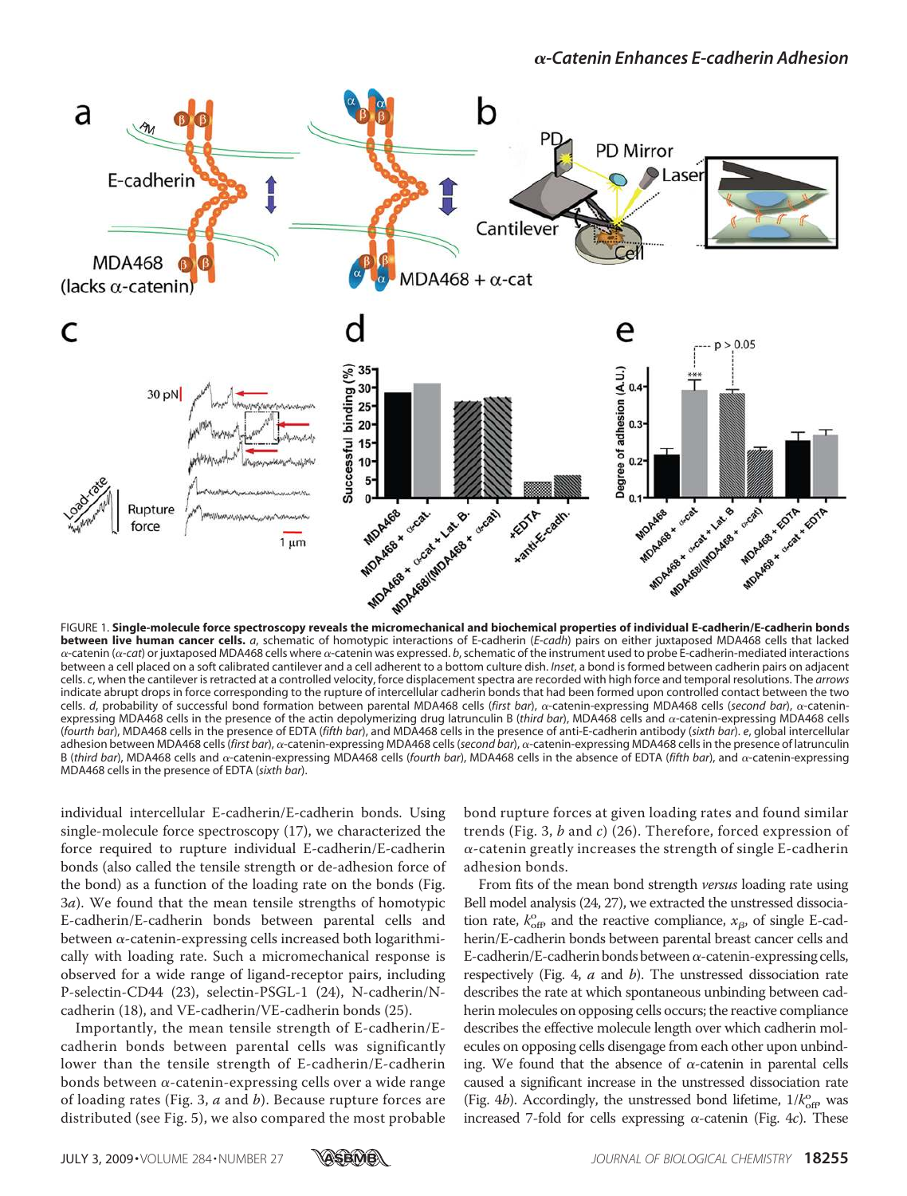FIGURE 1. **Single-molecule force spectroscopy reveals the micromechanical and biochemical properties of individual E-cadherin/E-cadherin bonds between live human cancer cells.** *a*, schematic of homotypic interactions of E-cadherin (*E-cadh*) pairs on either juxtaposed MDA468 cells that lacked α-catenin (*α-cat*) or juxtaposed MDA468 cells where α-catenin was expressed. *b*, schematic of the instrument used to probe E-cadherin-mediated interactions between a cell placed on a soft calibrated cantilever and a cell adherent to a bottom culture dish. *Inset*, a bond is formed between cadherin pairs on adjacent cells. *c*, when the cantilever is retracted at a controlled velocity, force displacement spectra are recorded with high force and temporal resolutions. The *arrows* indicate abrupt drops in force corresponding to the rupture of intercellular cadherin bonds that had been formed upon controlled contact between the two cells. *d*, probability of successful bond formation between parental MDA468 cells (*first bar*), α-catenin-expressing MDA468 cells (*second bar*), α-catenin-expressing MDA468 cells in the presence of the actin depolymerizing drug latrunculin B (*third bar*), MDA468 cells and α-catenin-expressing MDA468 cells (*fourth bar*), MDA468 cells in the presence of EDTA (*fifth bar*), and MDA468 cells in the presence of anti-E-cadherin antibody (*sixth bar*). *e*, global intercellular adhesion between MDA468 cells (*first bar*), α-catenin-expressing MDA468 cells (*second bar*), α-catenin-expressing MDA468 cells in the presence of latrunculin B (*third bar*), MDA468 cells and α-catenin-expressing MDA468 cells (*fourth bar*), MDA468 cells in the absence of EDTA (*fifth bar*), and α-catenin-expressing MDA468 cells in the presence of EDTA (*sixth bar*).

individual intercellular E-cadherin/E-cadherin bonds. Using single-molecule force spectroscopy (17), we characterized the force required to rupture individual E-cadherin/E-cadherin bonds (also called the tensile strength or de-adhesion force of the bond) as a function of the loading rate on the bonds (Fig. 3*a*). We found that the mean tensile strengths of homotypic E-cadherin/E-cadherin bonds between parental cells and between α-catenin-expressing cells increased both logarithmically with loading rate. Such a micromechanical response is observed for a wide range of ligand-receptor pairs, including P-selectin-CD44 (23), selectin-PSGL-1 (24), N-cadherin/N-cadherin (18), and VE-cadherin/VE-cadherin bonds (25).

Importantly, the mean tensile strength of E-cadherin/E-cadherin bonds between parental cells was significantly lower than the tensile strength of E-cadherin/E-cadherin bonds between α-catenin-expressing cells over a wide range of loading rates (Fig. 3, *a* and *b*). Because rupture forces are distributed (see Fig. 5), we also compared the most probable bond rupture forces at given loading rates and found similar trends (Fig. 3, *b* and *c*) (26). Therefore, forced expression of α-catenin greatly increases the strength of single E-cadherin adhesion bonds.

From fits of the mean bond strength *versus* loading rate using Bell model analysis (24, 27), we extracted the unstressed dissociation rate, $k^{o}_{off}$, and the reactive compliance, $x_{\beta}$, of single E-cadherin/E-cadherin bonds between parental breast cancer cells and E-cadherin/E-cadherin bonds between α-catenin-expressing cells, respectively (Fig. 4, *a* and *b*). The unstressed dissociation rate describes the rate at which spontaneous unbinding between cadherin molecules on opposing cells occurs; the reactive compliance describes the effective molecule length over which cadherin molecules on opposing cells disengage from each other upon unbinding. We found that the absence of α-catenin in parental cells caused a significant increase in the unstressed dissociation rate (Fig. 4*b*). Accordingly, the unstressed bond lifetime, $1/k^{o}_{off}$, was increased 7-fold for cells expressing α-catenin (Fig. 4*c*). These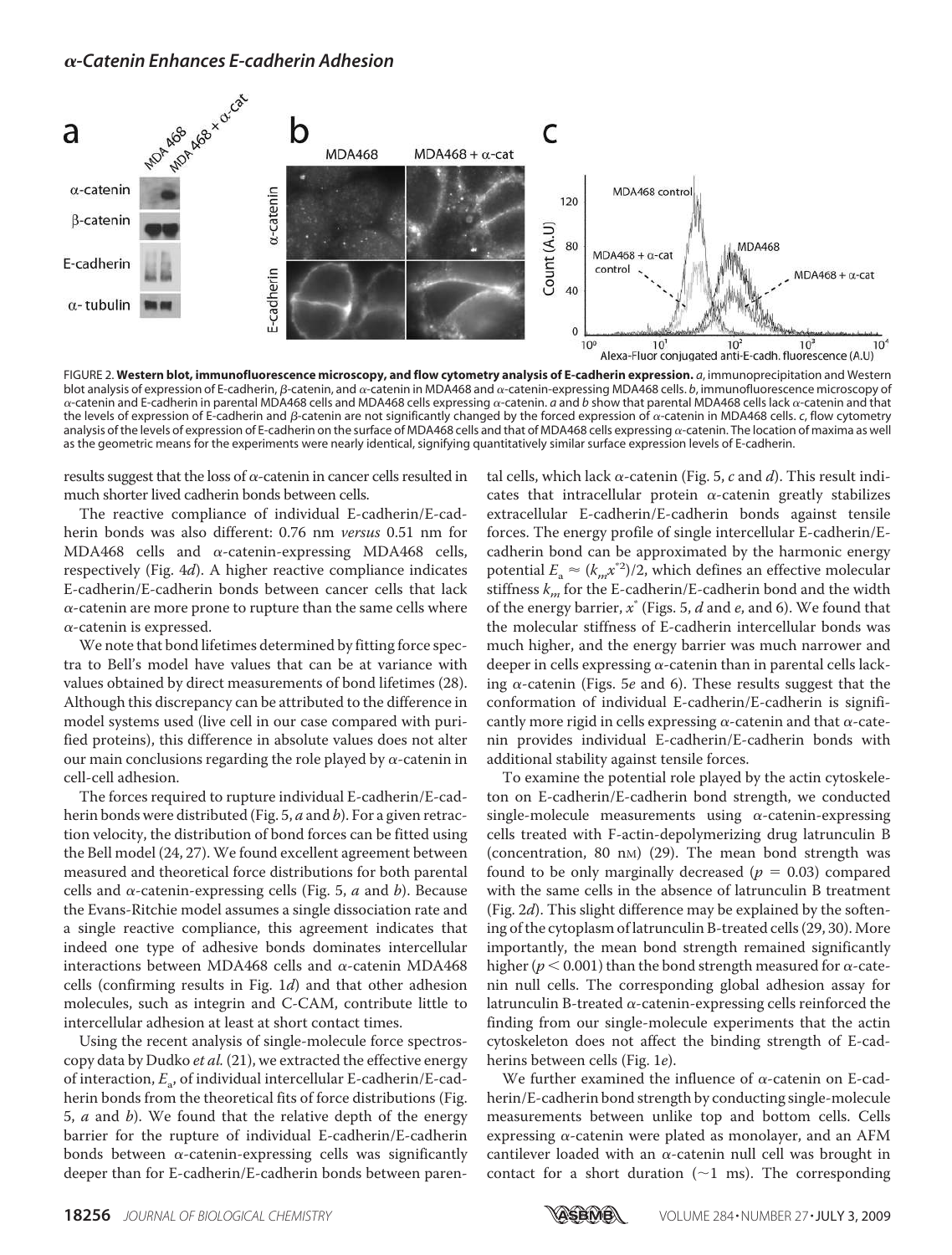FIGURE 2. **Western blot, immunofluorescence microscopy, and flow cytometry analysis of E-cadherin expression.** *a*, immunoprecipitation and Western blot analysis of expression of E-cadherin, β-catenin, and α-catenin in MDA468 and α-catenin-expressing MDA468 cells. *b*, immunofluorescence microscopy of α-catenin and E-cadherin in parental MDA468 cells and MDA468 cells expressing α-catenin. *a* and *b* show that parental MDA468 cells lack α-catenin and that the levels of expression of E-cadherin and β-catenin are not significantly changed by the forced expression of α-catenin in MDA468 cells. *c*, flow cytometry analysis of the levels of expression of E-cadherin on the surface of MDA468 cells and that of MDA468 cells expressing α-catenin. The location of maxima as well as the geometric means for the experiments were nearly identical, signifying quantitatively similar surface expression levels of E-cadherin.

results suggest that the loss of α-catenin in cancer cells resulted in much shorter lived cadherin bonds between cells.

The reactive compliance of individual E-cadherin/E-cadherin bonds was also different: 0.76 nm *versus* 0.51 nm for MDA468 cells and α-catenin-expressing MDA468 cells, respectively (Fig. 4*d*). A higher reactive compliance indicates E-cadherin/E-cadherin bonds between cancer cells that lack α-catenin are more prone to rupture than the same cells where α-catenin is expressed.

We note that bond lifetimes determined by fitting force spectra to Bell's model have values that can be at variance with values obtained by direct measurements of bond lifetimes (28). Although this discrepancy can be attributed to the difference in model systems used (live cell in our case compared with purified proteins), this difference in absolute values does not alter our main conclusions regarding the role played by α-catenin in cell-cell adhesion.

The forces required to rupture individual E-cadherin/E-cadherin bonds were distributed (Fig. 5, *a* and *b*). For a given retraction velocity, the distribution of bond forces can be fitted using the Bell model (24, 27). We found excellent agreement between measured and theoretical force distributions for both parental cells and α-catenin-expressing cells (Fig. 5, *a* and *b*). Because the Evans-Ritchie model assumes a single dissociation rate and a single reactive compliance, this agreement indicates that indeed one type of adhesive bonds dominates intercellular interactions between MDA468 cells and α-catenin MDA468 cells (confirming results in Fig. 1*d*) and that other adhesion molecules, such as integrin and C-CAM, contribute little to intercellular adhesion at least at short contact times.

Using the recent analysis of single-molecule force spectroscopy data by Dudko *et al.* (21), we extracted the effective energy of interaction, $E_a$, of individual intercellular E-cadherin/E-cadherin bonds from the theoretical fits of force distributions (Fig. 5, *a* and *b*). We found that the relative depth of the energy barrier for the rupture of individual E-cadherin/E-cadherin bonds between α-catenin-expressing cells was significantly deeper than for E-cadherin/E-cadherin bonds between parental cells, which lack α-catenin (Fig. 5, *c* and *d*). This result indicates that intracellular protein α-catenin greatly stabilizes extracellular E-cadherin/E-cadherin bonds against tensile forces. The energy profile of single intercellular E-cadherin/E-cadherin bond can be approximated by the harmonic energy potential $E_a \approx (k_m x^{*2})/2$, which defines an effective molecular stiffness $k_m$ for the E-cadherin/E-cadherin bond and the width of the energy barrier, $x^*$ (Figs. 5, *d* and *e*, and 6). We found that the molecular stiffness of E-cadherin intercellular bonds was much higher, and the energy barrier was much narrower and deeper in cells expressing α-catenin than in parental cells lacking α-catenin (Figs. 5*e* and 6). These results suggest that the conformation of individual E-cadherin/E-cadherin is significantly more rigid in cells expressing α-catenin and that α-catenin provides individual E-cadherin/E-cadherin bonds with additional stability against tensile forces.

To examine the potential role played by the actin cytoskeleton on E-cadherin/E-cadherin bond strength, we conducted single-molecule measurements using α-catenin-expressing cells treated with F-actin-depolymerizing drug latrunculin B (concentration, 80 nM) (29). The mean bond strength was found to be only marginally decreased ($p = 0.03$) compared with the same cells in the absence of latrunculin B treatment (Fig. 2*d*). This slight difference may be explained by the softening of the cytoplasm of latrunculin B-treated cells (29, 30). More importantly, the mean bond strength remained significantly higher ($p < 0.001$) than the bond strength measured for α-catenin null cells. The corresponding global adhesion assay for latrunculin B-treated α-catenin-expressing cells reinforced the finding from our single-molecule experiments that the actin cytoskeleton does not affect the binding strength of E-cadherins between cells (Fig. 1*e*).

We further examined the influence of α-catenin on E-cadherin/E-cadherin bond strength by conducting single-molecule measurements between unlike top and bottom cells. Cells expressing α-catenin were plated as monolayer, and an AFM cantilever loaded with an α-catenin null cell was brought in contact for a short duration (~1 ms). The corresponding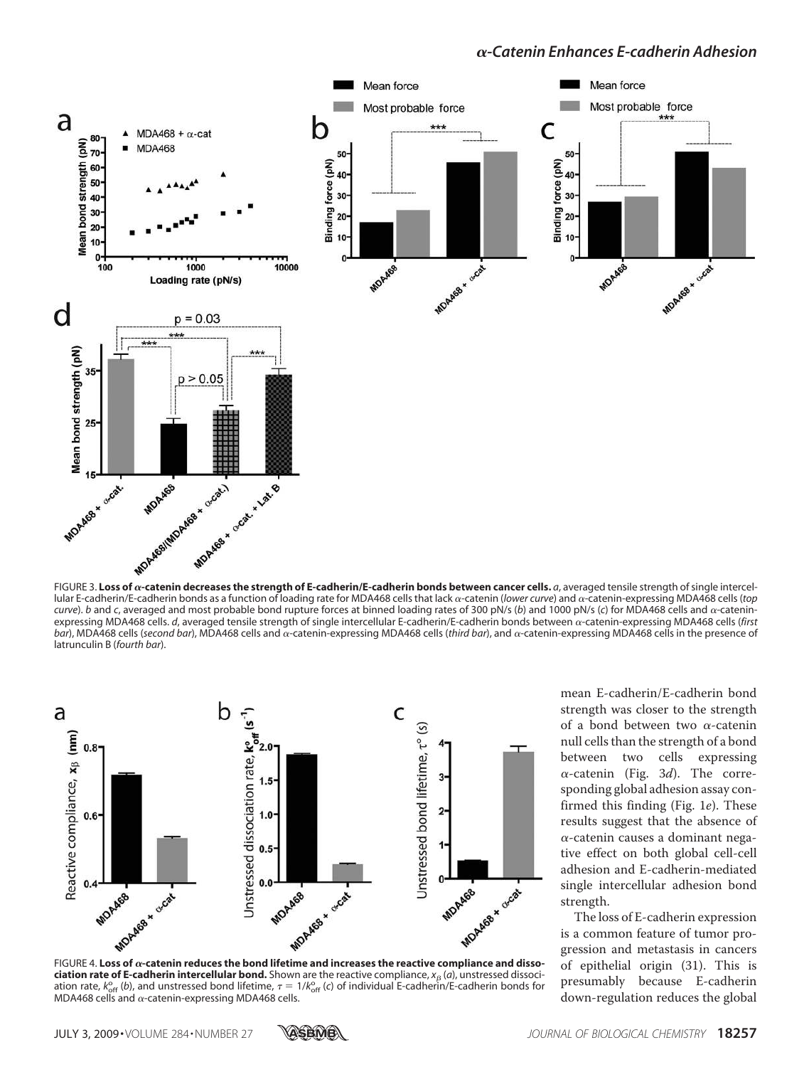FIGURE 3. **Loss of α-catenin decreases the strength of E-cadherin/E-cadherin bonds between cancer cells.** *a*, averaged tensile strength of single intercellular E-cadherin/E-cadherin bonds as a function of loading rate for MDA468 cells that lack α-catenin (*lower curve*) and α-catenin-expressing MDA468 cells (*top curve*). *b* and *c*, averaged and most probable bond rupture forces at binned loading rates of 300 pN/s (*b*) and 1000 pN/s (*c*) for MDA468 cells and α-catenin-expressing MDA468 cells. *d*, averaged tensile strength of single intercellular E-cadherin/E-cadherin bonds between α-catenin-expressing MDA468 cells (*first bar*), MDA468 cells (*second bar*), MDA468 cells and α-catenin-expressing MDA468 cells (*third bar*), and α-catenin-expressing MDA468 cells in the presence of latrunculin B (*fourth bar*).

FIGURE 4. **Loss of α-catenin reduces the bond lifetime and increases the reactive compliance and dissociation rate of E-cadherin intercellular bond.** Shown are the reactive compliance, $x_\beta$ (*a*), unstressed dissociation rate, $k^o_{off}$ (*b*), and unstressed bond lifetime, $\tau = 1/k^o_{off}$ (*c*) of individual E-cadherin/E-cadherin bonds for MDA468 cells and α-catenin-expressing MDA468 cells.

mean E-cadherin/E-cadherin bond strength was closer to the strength of a bond between two α-catenin null cells than the strength of a bond between two cells expressing α-catenin (Fig. 3*d*). The corresponding global adhesion assay confirmed this finding (Fig. 1*e*). These results suggest that the absence of α-catenin causes a dominant negative effect on both global cell-cell adhesion and E-cadherin-mediated single intercellular adhesion bond strength.

The loss of E-cadherin expression is a common feature of tumor progression and metastasis in cancers of epithelial origin (31). This is presumably because E-cadherin down-regulation reduces the global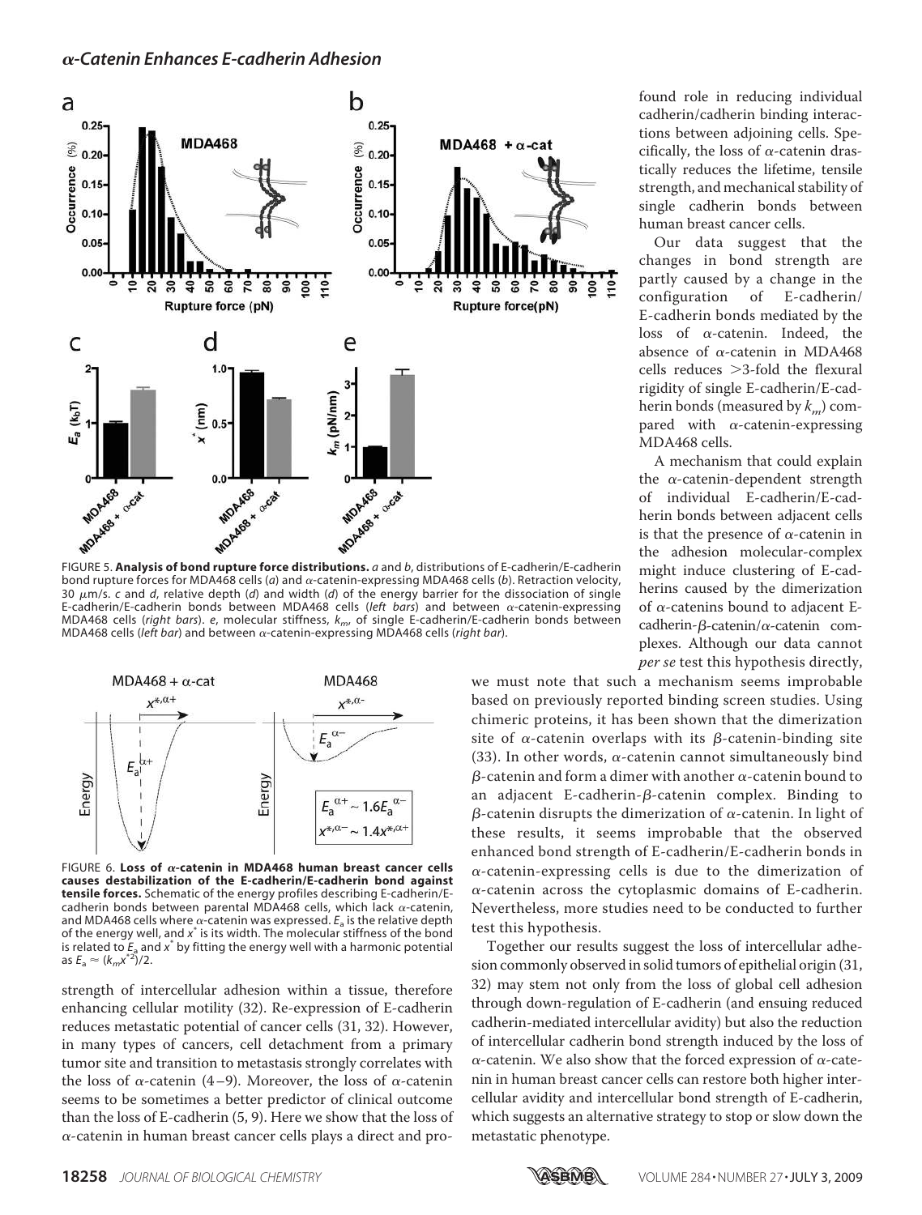FIGURE 5. **Analysis of bond rupture force distributions.** *a* and *b*, distributions of E-cadherin/E-cadherin bond rupture forces for MDA468 cells (*a*) and α-catenin-expressing MDA468 cells (*b*). Retraction velocity, 30 μm/s. *c* and *d*, relative depth (*d*) and width (*d*) of the energy barrier for the dissociation of single E-cadherin/E-cadherin bonds between MDA468 cells (*left bars*) and between α-catenin-expressing MDA468 cells (*right bars*). *e*, molecular stiffness, $k_m$, of single E-cadherin/E-cadherin bonds between MDA468 cells (*left bar*) and between α-catenin-expressing MDA468 cells (*right bar*).

FIGURE 6. **Loss of α-catenin in MDA468 human breast cancer cells causes destabilization of the E-cadherin/E-cadherin bond against tensile forces.** Schematic of the energy profiles describing E-cadherin/E-cadherin bonds between parental MDA468 cells, which lack α-catenin, and MDA468 cells where α-catenin was expressed. $E_a$ is the relative depth of the energy well, and $x^*$ is its width. The molecular stiffness of the bond is related to $E_a$ and $x^*$ by fitting the energy well with a harmonic potential as $E_a \approx (k_m x^{*2})/2$.

strength of intercellular adhesion within a tissue, therefore enhancing cellular motility (32). Re-expression of E-cadherin reduces metastatic potential of cancer cells (31, 32). However, in many types of cancers, cell detachment from a primary tumor site and transition to metastasis strongly correlates with the loss of α-catenin (4–9). Moreover, the loss of α-catenin seems to be sometimes a better predictor of clinical outcome than the loss of E-cadherin (5, 9). Here we show that the loss of α-catenin in human breast cancer cells plays a direct and profound role in reducing individual cadherin/cadherin binding interactions between adjoining cells. Specifically, the loss of α-catenin drastically reduces the lifetime, tensile strength, and mechanical stability of single cadherin bonds between human breast cancer cells.

Our data suggest that the changes in bond strength are partly caused by a change in the configuration of E-cadherin/E-cadherin bonds mediated by the loss of α-catenin. Indeed, the absence of α-catenin in MDA468 cells reduces >3-fold the flexural rigidity of single E-cadherin/E-cadherin bonds (measured by $k_m$) compared with α-catenin-expressing MDA468 cells.

A mechanism that could explain the α-catenin-dependent strength of individual E-cadherin/E-cadherin bonds between adjacent cells is that the presence of α-catenin in the adhesion molecular-complex might induce clustering of E-cadherins caused by the dimerization of α-catenins bound to adjacent E-cadherin-β-catenin/α-catenin complexes. Although our data cannot *per se* test this hypothesis directly, we must note that such a mechanism seems improbable based on previously reported binding screen studies. Using chimeric proteins, it has been shown that the dimerization site of α-catenin overlaps with its β-catenin-binding site (33). In other words, α-catenin cannot simultaneously bind β-catenin and form a dimer with another α-catenin bound to an adjacent E-cadherin-β-catenin complex. Binding to β-catenin disrupts the dimerization of α-catenin. In light of these results, it seems improbable that the observed enhanced bond strength of E-cadherin/E-cadherin bonds in α-catenin-expressing cells is due to the dimerization of α-catenin across the cytoplasmic domains of E-cadherin. Nevertheless, more studies need to be conducted to further test this hypothesis.

Together our results suggest the loss of intercellular adhesion commonly observed in solid tumors of epithelial origin (31, 32) may stem not only from the loss of global cell adhesion through down-regulation of E-cadherin (and ensuing reduced cadherin-mediated intercellular avidity) but also the reduction of intercellular cadherin bond strength induced by the loss of α-catenin. We also show that the forced expression of α-catenin in human breast cancer cells can restore both higher intercellular avidity and intercellular bond strength of E-cadherin, which suggests an alternative strategy to stop or slow down the metastatic phenotype.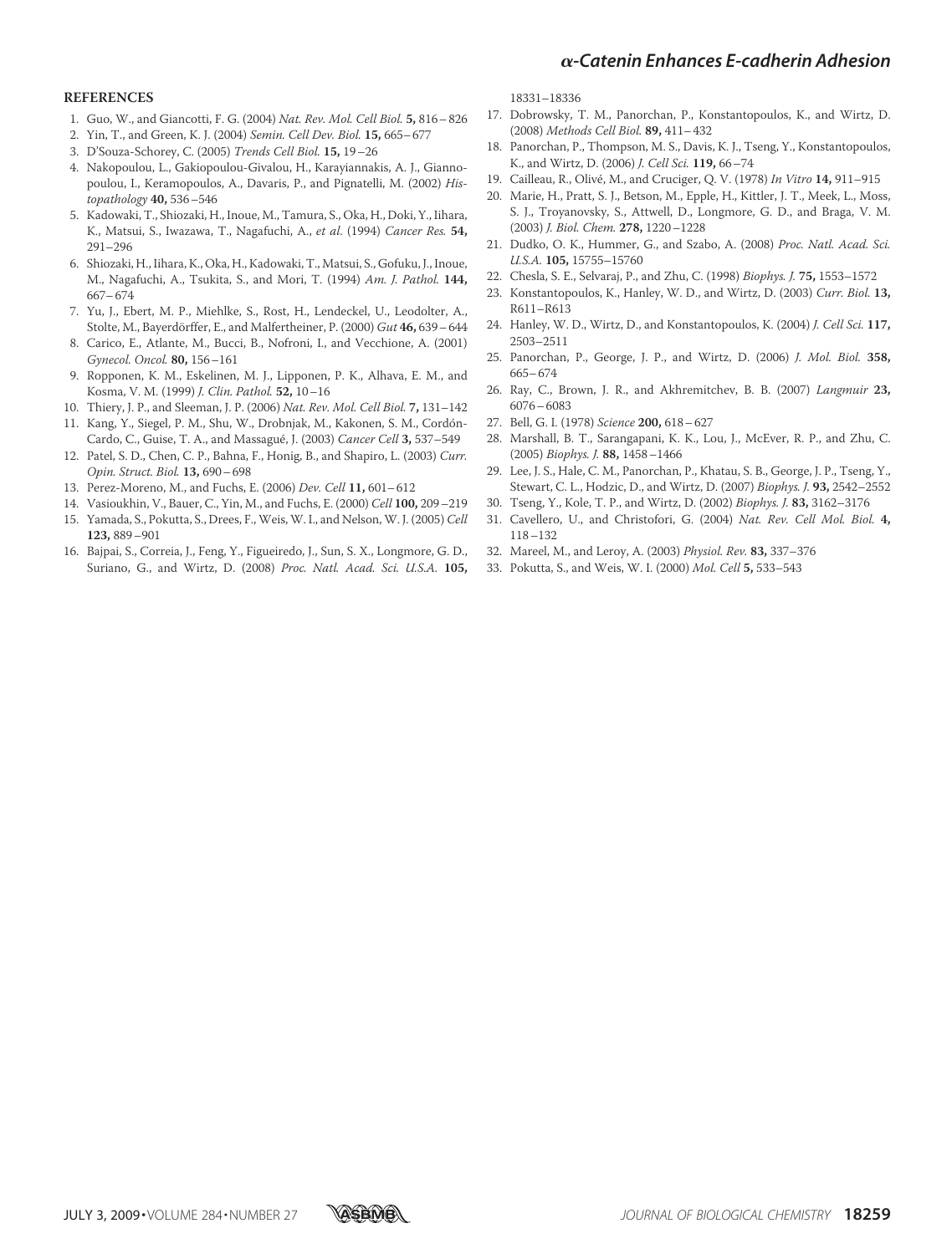## REFERENCES

1. Guo, W., and Giancotti, F. G. (2004) *Nat. Rev. Mol. Cell Biol.* **5,** 816–826
2. Yin, T., and Green, K. J. (2004) *Semin. Cell Dev. Biol.* **15,** 665–677
3. D'Souza-Schorey, C. (2005) *Trends Cell Biol.* **15,** 19–26
4. Nakopoulou, L., Gakiopoulou-Givalou, H., Karayiannakis, A. J., Giannopoulou, I., Keramopoulos, A., Davaris, P., and Pignatelli, M. (2002) *Histopathology* **40,** 536–546
5. Kadowaki, T., Shiozaki, H., Inoue, M., Tamura, S., Oka, H., Doki, Y., Iihara, K., Matsui, S., Iwazawa, T., Nagafuchi, A., *et al.* (1994) *Cancer Res.* **54,** 291–296
6. Shiozaki, H., Iihara, K., Oka, H., Kadowaki, T., Matsui, S., Gofuku, J., Inoue, M., Nagafuchi, A., Tsukita, S., and Mori, T. (1994) *Am. J. Pathol.* **144,** 667–674
7. Yu, J., Ebert, M. P., Miehlke, S., Rost, H., Lendeckel, U., Leodolter, A., Stolte, M., Bayerdörffer, E., and Malfertheiner, P. (2000) *Gut* **46,** 639–644
8. Carico, E., Atlante, M., Bucci, B., Nofroni, I., and Vecchione, A. (2001) *Gynecol. Oncol.* **80,** 156–161
9. Ropponen, K. M., Eskelinen, M. J., Lipponen, P. K., Alhava, E. M., and Kosma, V. M. (1999) *J. Clin. Pathol.* **52,** 10–16
10. Thiery, J. P., and Sleeman, J. P. (2006) *Nat. Rev. Mol. Cell Biol.* **7,** 131–142
11. Kang, Y., Siegel, P. M., Shu, W., Drobnjak, M., Kakonen, S. M., Cordón-Cardo, C., Guise, T. A., and Massagué, J. (2003) *Cancer Cell* **3,** 537–549
12. Patel, S. D., Chen, C. P., Bahna, F., Honig, B., and Shapiro, L. (2003) *Curr. Opin. Struct. Biol.* **13,** 690–698
13. Perez-Moreno, M., and Fuchs, E. (2006) *Dev. Cell* **11,** 601–612
14. Vasioukhin, V., Bauer, C., Yin, M., and Fuchs, E. (2000) *Cell* **100,** 209–219
15. Yamada, S., Pokutta, S., Drees, F., Weis, W. I., and Nelson, W. J. (2005) *Cell* **123,** 889–901
16. Bajpai, S., Correia, J., Feng, Y., Figueiredo, J., Sun, S. X., Longmore, G. D., Suriano, G., and Wirtz, D. (2008) *Proc. Natl. Acad. Sci. U.S.A.* **105,** 18331–18336
17. Dobrowsky, T. M., Panorchan, P., Konstantopoulos, K., and Wirtz, D. (2008) *Methods Cell Biol.* **89,** 411–432
18. Panorchan, P., Thompson, M. S., Davis, K. J., Tseng, Y., Konstantopoulos, K., and Wirtz, D. (2006) *J. Cell Sci.* **119,** 66–74
19. Cailleau, R., Olivé, M., and Cruciger, Q. V. (1978) *In Vitro* **14,** 911–915
20. Marie, H., Pratt, S. J., Betson, M., Epple, H., Kittler, J. T., Meek, L., Moss, S. J., Troyanovsky, S., Attwell, D., Longmore, G. D., and Braga, V. M. (2003) *J. Biol. Chem.* **278,** 1220–1228
21. Dudko, O. K., Hummer, G., and Szabo, A. (2008) *Proc. Natl. Acad. Sci. U.S.A.* **105,** 15755–15760
22. Chesla, S. E., Selvaraj, P., and Zhu, C. (1998) *Biophys. J.* **75,** 1553–1572
23. Konstantopoulos, K., Hanley, W. D., and Wirtz, D. (2003) *Curr. Biol.* **13,** R611–R613
24. Hanley, W. D., Wirtz, D., and Konstantopoulos, K. (2004) *J. Cell Sci.* **117,** 2503–2511
25. Panorchan, P., George, J. P., and Wirtz, D. (2006) *J. Mol. Biol.* **358,** 665–674
26. Ray, C., Brown, J. R., and Akhremitchev, B. B. (2007) *Langmuir* **23,** 6076–6083
27. Bell, G. I. (1978) *Science* **200,** 618–627
28. Marshall, B. T., Sarangapani, K. K., Lou, J., McEver, R. P., and Zhu, C. (2005) *Biophys. J.* **88,** 1458–1466
29. Lee, J. S., Hale, C. M., Panorchan, P., Khatau, S. B., George, J. P., Tseng, Y., Stewart, C. L., Hodzic, D., and Wirtz, D. (2007) *Biophys. J.* **93,** 2542–2552
30. Tseng, Y., Kole, T. P., and Wirtz, D. (2002) *Biophys. J.* **83,** 3162–3176
31. Cavellero, U., and Christofori, G. (2004) *Nat. Rev. Cell Mol. Biol.* **4,** 118–132
32. Mareel, M., and Leroy, A. (2003) *Physiol. Rev.* **83,** 337–376
33. Pokutta, S., and Weis, W. I. (2000) *Mol. Cell* **5,** 533–543